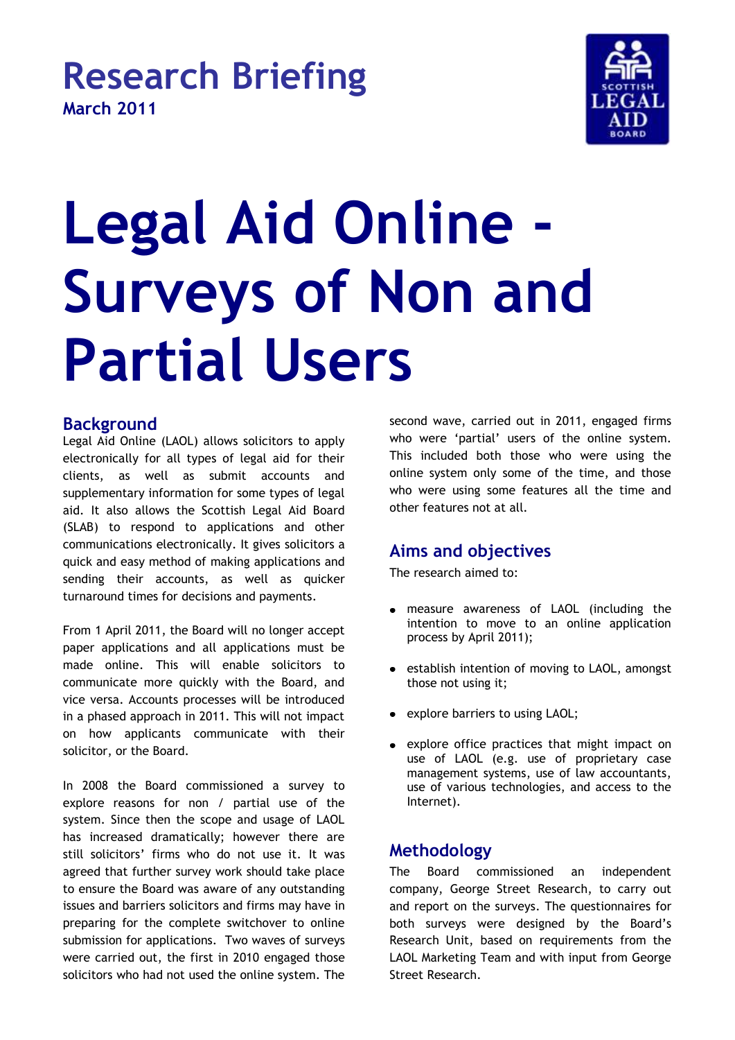# Research Briefing

**March 2011**

# Legal Aid Online - Surveys of Non and Partial Users

## Background

Legal Aid Online (LAOL) allows solicitors to apply electronically for all types of legal aid for their clients, as well as submit accounts and supplementary information for some types of legal aid. It also allows the Scottish Legal Aid Board (SLAB) to respond to applications and other communications electronically. It gives solicitors a quick and easy method of making applications and sending their accounts, as well as quicker turnaround times for decisions and payments.

From 1 April 2011, the Board will no longer accept paper applications and all applications must be made online. This will enable solicitors to communicate more quickly with the Board, and vice versa. Accounts processes will be introduced in a phased approach in 2011. This will not impact on how applicants communicate with their solicitor, or the Board.

In 2008 the Board commissioned a survey to explore reasons for non / partial use of the system. Since then the scope and usage of LAOL has increased dramatically; however there are still solicitors' firms who do not use it. It was agreed that further survey work should take place to ensure the Board was aware of any outstanding issues and barriers solicitors and firms may have in preparing for the complete switchover to online submission for applications. Two waves of surveys were carried out, the first in 2010 engaged those solicitors who had not used the online system. The second wave, carried out in 2011, engaged firms who were 'partial' users of the online system. This included both those who were using the online system only some of the time, and those who were using some features all the time and other features not at all.

## Aims and objectives

The research aimed to:

- measure awareness of LAOL (including the intention to move to an online application process by April 2011);
- establish intention of moving to LAOL, amongst those not using it;
- explore barriers to using LAOL;
- explore office practices that might impact on use of LAOL (e.g. use of proprietary case management systems, use of law accountants, use of various technologies, and access to the Internet).

## Methodology

The Board commissioned an independent company, George Street Research, to carry out and report on the surveys. The questionnaires for both surveys were designed by the Board's Research Unit, based on requirements from the LAOL Marketing Team and with input from George Street Research.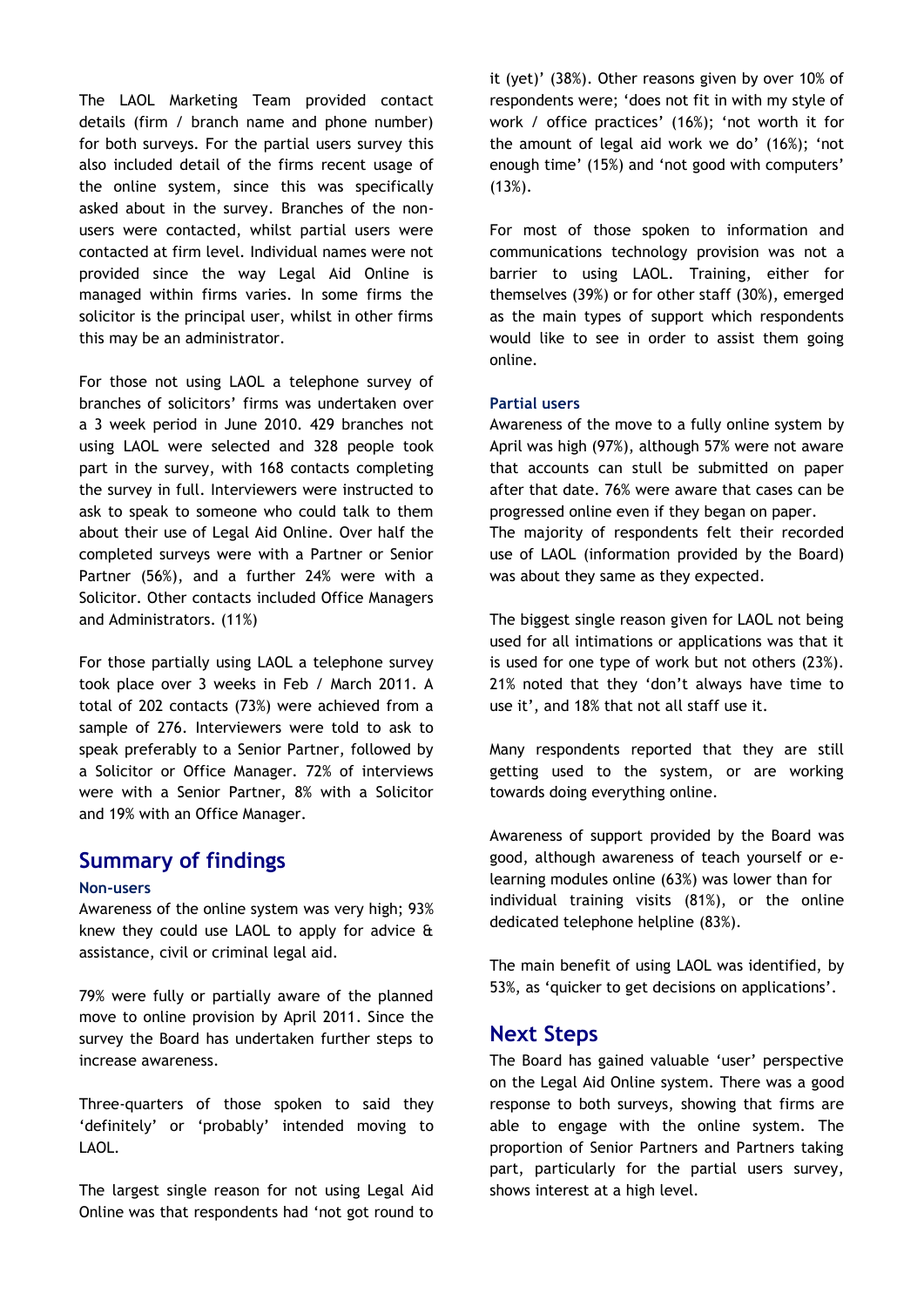The LAOL Marketing Team provided contact details (firm / branch name and phone number) for both surveys. For the partial users survey this also included detail of the firms recent usage of the online system, since this was specifically asked about in the survey. Branches of the non-users were contacted, whilst partial users were contacted at firm level. Individual names were not provided since the way Legal Aid Online is managed within firms varies. In some firms the solicitor is the principal user, whilst in other firms this may be an administrator.

For those not using LAOL a telephone survey of branches of solicitors' firms was undertaken over a 3 week period in June 2010. 429 branches not using LAOL were selected and 328 people took part in the survey, with 168 contacts completing the survey in full. Interviewers were instructed to ask to speak to someone who could talk to them about their use of Legal Aid Online. Over half the completed surveys were with a Partner or Senior Partner (56%), and a further 24% were with a Solicitor. Other contacts included Office Managers and Administrators. (11%)

For those partially using LAOL a telephone survey took place over 3 weeks in Feb / March 2011. A total of 202 contacts (73%) were achieved from a sample of 276. Interviewers were told to ask to speak preferably to a Senior Partner, followed by a Solicitor or Office Manager. 72% of interviews were with a Senior Partner, 8% with a Solicitor and 19% with an Office Manager.

## Summary of findings

### Non-users

Awareness of the online system was very high; 93% knew they could use LAOL to apply for advice & assistance, civil or criminal legal aid.

79% were fully or partially aware of the planned move to online provision by April 2011. Since the survey the Board has undertaken further steps to increase awareness.

Three-quarters of those spoken to said they 'definitely' or 'probably' intended moving to LAOL.

The largest single reason for not using Legal Aid Online was that respondents had 'not got round to it (yet)' (38%). Other reasons given by over 10% of respondents were; 'does not fit in with my style of work / office practices' (16%); 'not worth it for the amount of legal aid work we do' (16%); 'not enough time' (15%) and 'not good with computers' (13%).

For most of those spoken to information and communications technology provision was not a barrier to using LAOL. Training, either for themselves (39%) or for other staff (30%), emerged as the main types of support which respondents would like to see in order to assist them going online.

### Partial users

Awareness of the move to a fully online system by April was high (97%), although 57% were not aware that accounts can stull be submitted on paper after that date. 76% were aware that cases can be progressed online even if they began on paper.
The majority of respondents felt their recorded use of LAOL (information provided by the Board) was about they same as they expected.

The biggest single reason given for LAOL not being used for all intimations or applications was that it is used for one type of work but not others (23%). 21% noted that they 'don't always have time to use it', and 18% that not all staff use it.

Many respondents reported that they are still getting used to the system, or are working towards doing everything online.

Awareness of support provided by the Board was good, although awareness of teach yourself or e-learning modules online (63%) was lower than for individual training visits (81%), or the online dedicated telephone helpline (83%).

The main benefit of using LAOL was identified, by 53%, as 'quicker to get decisions on applications'.

## Next Steps

The Board has gained valuable 'user' perspective on the Legal Aid Online system. There was a good response to both surveys, showing that firms are able to engage with the online system. The proportion of Senior Partners and Partners taking part, particularly for the partial users survey, shows interest at a high level.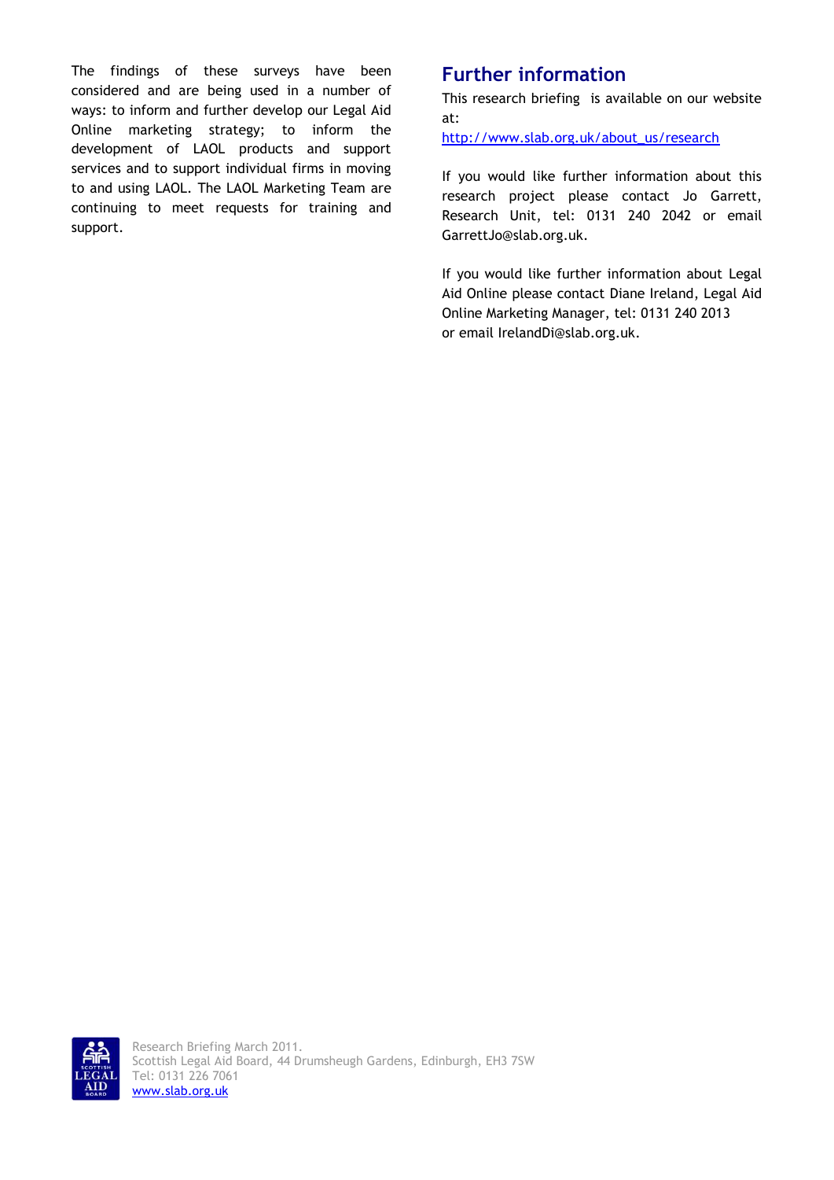The findings of these surveys have been considered and are being used in a number of ways: to inform and further develop our Legal Aid Online marketing strategy; to inform the development of LAOL products and support services and to support individual firms in moving to and using LAOL. The LAOL Marketing Team are continuing to meet requests for training and support.

## Further information

This research briefing is available on our website at:
http://www.slab.org.uk/about_us/research

If you would like further information about this research project please contact Jo Garrett, Research Unit, tel: 0131 240 2042 or email GarrettJo@slab.org.uk.

If you would like further information about Legal Aid Online please contact Diane Ireland, Legal Aid Online Marketing Manager, tel: 0131 240 2013 or email IrelandDi@slab.org.uk.

Research Briefing March 2011.
Scottish Legal Aid Board, 44 Drumsheugh Gardens, Edinburgh, EH3 7SW
Tel: 0131 226 7061
www.slab.org.uk